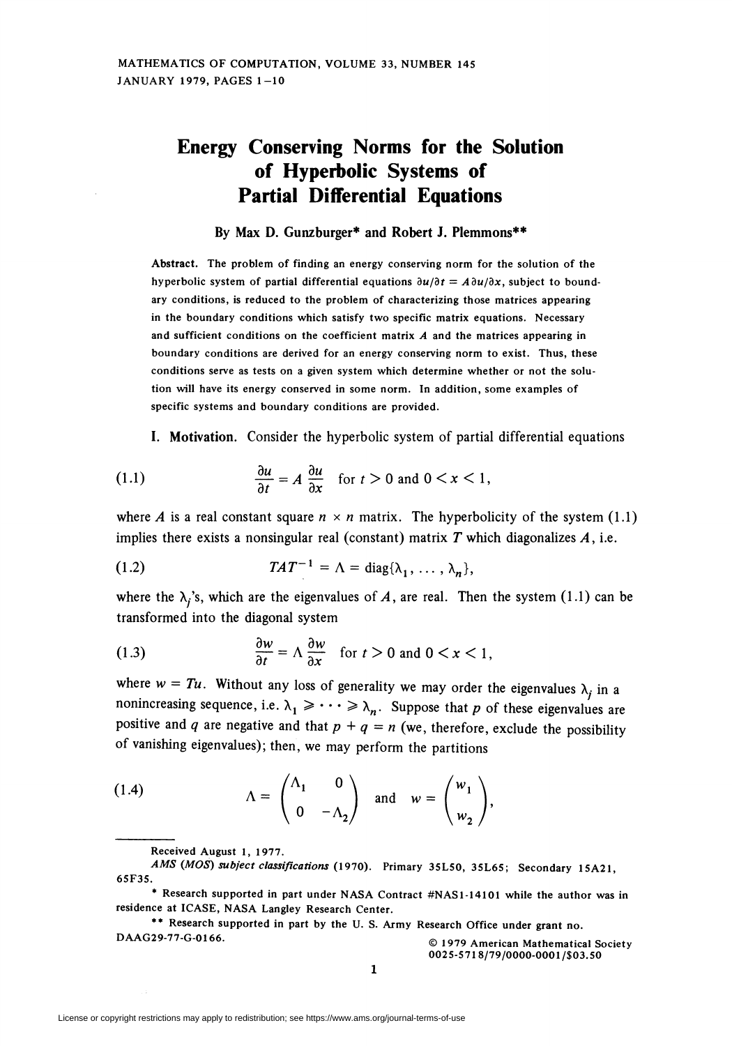# Energy Conserving Norms for the Solution of Hyperbolic Systems of Partial Differential Equations

By Max D. Gunzburger* and Robert J. Plemmons**

**Abstract.** The problem of finding an energy conserving norm for the solution of the hyperbolic system of partial differential equations $\partial u/\partial t = A \partial u/\partial x$, subject to boundary conditions, is reduced to the problem of characterizing those matrices appearing in the boundary conditions which satisfy two specific matrix equations. Necessary and sufficient conditions on the coefficient matrix $A$ and the matrices appearing in boundary conditions are derived for an energy conserving norm to exist. Thus, these conditions serve as tests on a given system which determine whether or not the solution will have its energy conserved in some norm. In addition, some examples of specific systems and boundary conditions are provided.

**I. Motivation.** Consider the hyperbolic system of partial differential equations

$$\frac{\partial u}{\partial t} = A \frac{\partial u}{\partial x} \quad \text{for } t > 0 \text{ and } 0 < x < 1, \tag{1.1}$$

where $A$ is a real constant square $n \times n$ matrix. The hyperbolicity of the system (1.1) implies there exists a nonsingular real (constant) matrix $T$ which diagonalizes $A$, i.e.

$$TAT^{-1} = \Lambda = \operatorname{diag}\{\lambda_1, \ldots, \lambda_n\}, \tag{1.2}$$

where the $\lambda_j$'s, which are the eigenvalues of $A$, are real. Then the system (1.1) can be transformed into the diagonal system

$$\frac{\partial w}{\partial t} = \Lambda \frac{\partial w}{\partial x} \quad \text{for } t > 0 \text{ and } 0 < x < 1, \tag{1.3}$$

where $w = Tu$. Without any loss of generality we may order the eigenvalues $\lambda_j$ in a nonincreasing sequence, i.e. $\lambda_1 \geqslant \cdots \geqslant \lambda_n$. Suppose that $p$ of these eigenvalues are positive and $q$ are negative and that $p + q = n$ (we, therefore, exclude the possibility of vanishing eigenvalues); then, we may perform the partitions

$$\Lambda = \begin{pmatrix} \Lambda_1 & 0 \\ 0 & -\Lambda_2 \end{pmatrix} \quad \text{and} \quad w = \begin{pmatrix} w_1 \\ w_2 \end{pmatrix}, \tag{1.4}$$

---

Received August 1, 1977.

*AMS (MOS) subject classifications* (1970). Primary 35L50, 35L65; Secondary 15A21, 65F35.

\* Research supported in part under NASA Contract #NAS1-14101 while the author was in residence at ICASE, NASA Langley Research Center.

\*\* Research supported in part by the U. S. Army Research Office under grant no. DAAG29-77-G-0166.

© 1979 American Mathematical Society 0025-5718/79/0000-0001/$03.50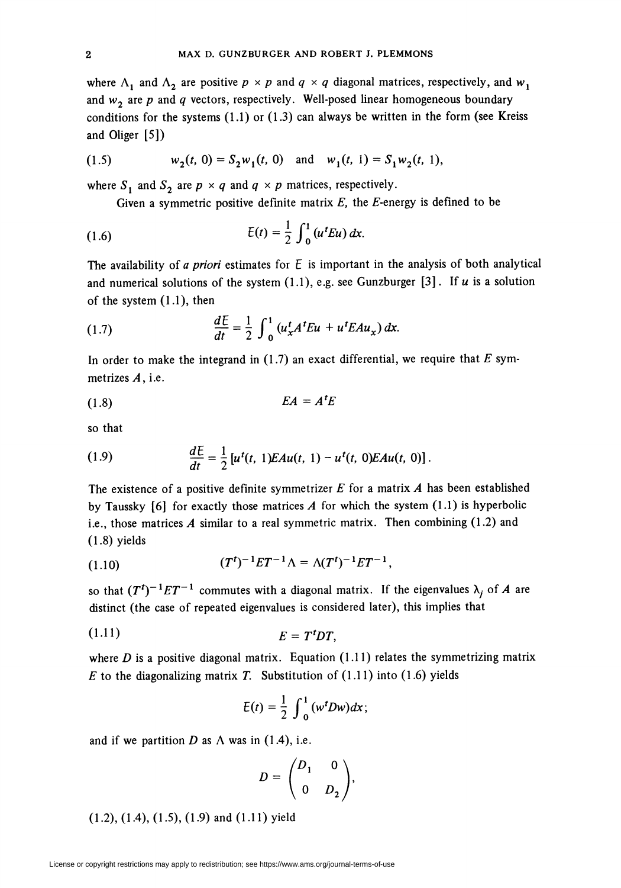where $\Lambda_1$ and $\Lambda_2$ are positive $p \times p$ and $q \times q$ diagonal matrices, respectively, and $w_1$ and $w_2$ are $p$ and $q$ vectors, respectively. Well-posed linear homogeneous boundary conditions for the systems (1.1) or (1.3) can always be written in the form (see Kreiss and Oliger [5])

$$w_2(t, 0) = S_2 w_1(t, 0) \quad \text{and} \quad w_1(t, 1) = S_1 w_2(t, 1), \tag{1.5}$$

where $S_1$ and $S_2$ are $p \times q$ and $q \times p$ matrices, respectively.

Given a symmetric positive definite matrix $E$, the $E$-energy is defined to be

$$\mathcal{E}(t) = \frac{1}{2} \int_0^1 (u^t E u)\, dx. \tag{1.6}$$

The availability of *a priori* estimates for $\mathcal{E}$ is important in the analysis of both analytical and numerical solutions of the system (1.1), e.g. see Gunzburger [3]. If $u$ is a solution of the system (1.1), then

$$\frac{d\mathcal{E}}{dt} = \frac{1}{2} \int_0^1 (u_x^t A^t E u + u^t E A u_x)\, dx. \tag{1.7}$$

In order to make the integrand in (1.7) an exact differential, we require that $E$ symmetrizes $A$, i.e.

$$EA = A^t E \tag{1.8}$$

so that

$$\frac{d\mathcal{E}}{dt} = \frac{1}{2} [u^t(t, 1) E A u(t, 1) - u^t(t, 0) E A u(t, 0)]. \tag{1.9}$$

The existence of a positive definite symmetrizer $E$ for a matrix $A$ has been established by Taussky [6] for exactly those matrices $A$ for which the system (1.1) is hyperbolic i.e., those matrices $A$ similar to a real symmetric matrix. Then combining (1.2) and (1.8) yields

$$(T^t)^{-1} E T^{-1} \Lambda = \Lambda (T^t)^{-1} E T^{-1}, \tag{1.10}$$

so that $(T^t)^{-1} E T^{-1}$ commutes with a diagonal matrix. If the eigenvalues $\lambda_j$ of $A$ are distinct (the case of repeated eigenvalues is considered later), this implies that

$$E = T^t D T, \tag{1.11}$$

where $D$ is a positive diagonal matrix. Equation (1.11) relates the symmetrizing matrix $E$ to the diagonalizing matrix $T$. Substitution of (1.11) into (1.6) yields

$$\mathcal{E}(t) = \frac{1}{2} \int_0^1 (w^t D w) dx;$$

and if we partition $D$ as $\Lambda$ was in (1.4), i.e.

$$D = \begin{pmatrix} D_1 & 0 \\ 0 & D_2 \end{pmatrix},$$

(1.2), (1.4), (1.5), (1.9) and (1.11) yield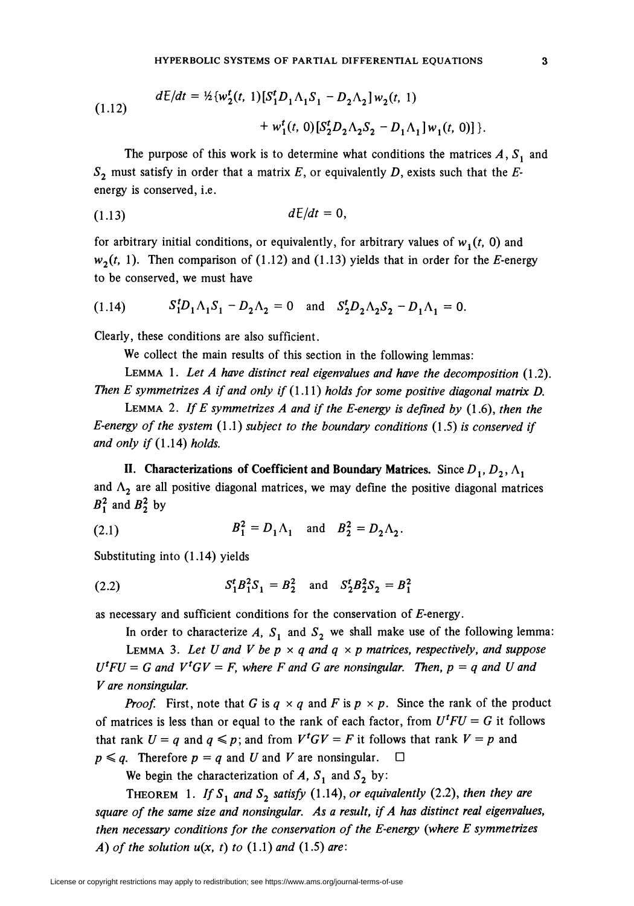$$
(1.12)\qquad dE/dt = \tfrac{1}{2}\{w_2^t(t, 1)[S_1^t D_1 \Lambda_1 S_1 - D_2 \Lambda_2] w_2(t, 1) + w_1^t(t, 0)[S_2^t D_2 \Lambda_2 S_2 - D_1 \Lambda_1] w_1(t, 0)]\}.
$$

The purpose of this work is to determine what conditions the matrices $A$, $S_1$ and $S_2$ must satisfy in order that a matrix $E$, or equivalently $D$, exists such that the $E$-energy is conserved, i.e.

$$
(1.13)\qquad dE/dt = 0,
$$

for arbitrary initial conditions, or equivalently, for arbitrary values of $w_1(t, 0)$ and $w_2(t, 1)$. Then comparison of (1.12) and (1.13) yields that in order for the $E$-energy to be conserved, we must have

$$
(1.14)\qquad S_1^t D_1 \Lambda_1 S_1 - D_2 \Lambda_2 = 0 \quad \text{and} \quad S_2^t D_2 \Lambda_2 S_2 - D_1 \Lambda_1 = 0.
$$

Clearly, these conditions are also sufficient.

We collect the main results of this section in the following lemmas:

LEMMA 1. *Let $A$ have distinct real eigenvalues and have the decomposition* (1.2). *Then $E$ symmetrizes $A$ if and only if* (1.11) *holds for some positive diagonal matrix $D$.*

LEMMA 2. *If $E$ symmetrizes $A$ and if the $E$-energy is defined by* (1.6), *then the $E$-energy of the system* (1.1) *subject to the boundary conditions* (1.5) *is conserved if and only if* (1.14) *holds.*

**II. Characterizations of Coefficient and Boundary Matrices.** Since $D_1$, $D_2$, $\Lambda_1$ and $\Lambda_2$ are all positive diagonal matrices, we may define the positive diagonal matrices $B_1^2$ and $B_2^2$ by

$$
(2.1)\qquad B_1^2 = D_1 \Lambda_1 \quad \text{and} \quad B_2^2 = D_2 \Lambda_2.
$$

Substituting into (1.14) yields

$$
(2.2)\qquad S_1^t B_1^2 S_1 = B_2^2 \quad \text{and} \quad S_2^t B_2^2 S_2 = B_1^2
$$

as necessary and sufficient conditions for the conservation of $E$-energy.

In order to characterize $A$, $S_1$ and $S_2$ we shall make use of the following lemma:

LEMMA 3. *Let $U$ and $V$ be $p \times q$ and $q \times p$ matrices, respectively, and suppose $U^t F U = G$ and $V^t G V = F$, where $F$ and $G$ are nonsingular. Then, $p = q$ and $U$ and $V$ are nonsingular.*

*Proof.* First, note that $G$ is $q \times q$ and $F$ is $p \times p$. Since the rank of the product of matrices is less than or equal to the rank of each factor, from $U^t F U = G$ it follows that rank $U = q$ and $q \leqslant p$; and from $V^t G V = F$ it follows that rank $V = p$ and $p \leqslant q$. Therefore $p = q$ and $U$ and $V$ are nonsingular. $\square$

We begin the characterization of $A$, $S_1$ and $S_2$ by:

THEOREM 1. *If $S_1$ and $S_2$ satisfy* (1.14), *or equivalently* (2.2), *then they are square of the same size and nonsingular. As a result, if $A$ has distinct real eigenvalues, then necessary conditions for the conservation of the $E$-energy (where $E$ symmetrizes $A$) of the solution $u(x, t)$ to* (1.1) *and* (1.5) *are*: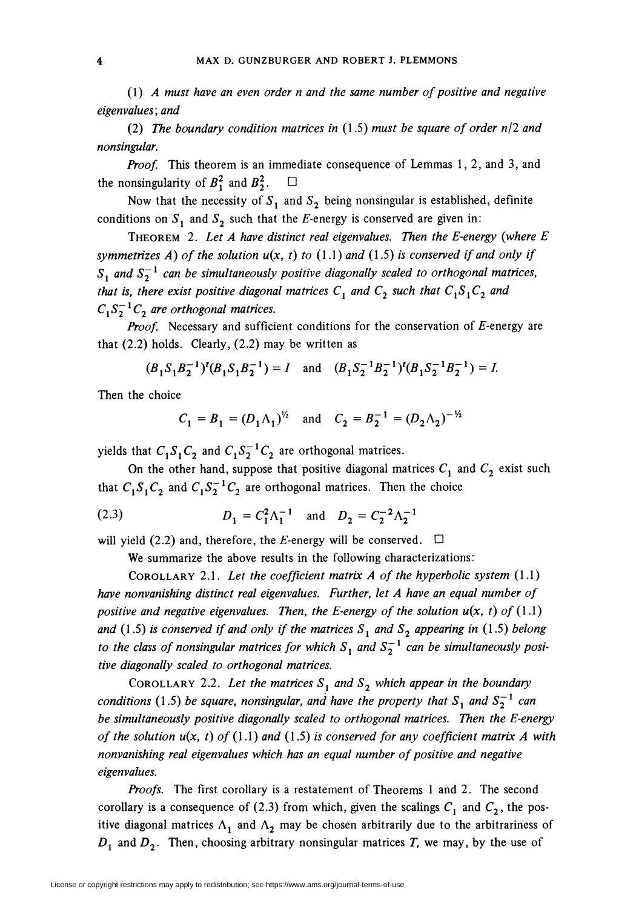(1) *A must have an even order n and the same number of positive and negative eigenvalues*; and

(2) *The boundary condition matrices in* (1.5) *must be square of order $n/2$ and nonsingular.*

*Proof.* This theorem is an immediate consequence of Lemmas 1, 2, and 3, and the nonsingularity of $B_1^2$ and $B_2^2$. $\square$

Now that the necessity of $S_1$ and $S_2$ being nonsingular is established, definite conditions on $S_1$ and $S_2$ such that the $E$-energy is conserved are given in:

THEOREM 2. *Let A have distinct real eigenvalues. Then the E-energy (where E symmetrizes A) of the solution $u(x, t)$ to* (1.1) *and* (1.5) *is conserved if and only if $S_1$ and $S_2^{-1}$ can be simultaneously positive diagonally scaled to orthogonal matrices, that is, there exist positive diagonal matrices $C_1$ and $C_2$ such that $C_1S_1C_2$ and $C_1S_2^{-1}C_2$ are orthogonal matrices.*

*Proof.* Necessary and sufficient conditions for the conservation of $E$-energy are that (2.2) holds. Clearly, (2.2) may be written as

$$(B_1S_1B_2^{-1})^t(B_1S_1B_2^{-1}) = I \quad \text{and} \quad (B_1S_2^{-1}B_2^{-1})^t(B_1S_2^{-1}B_2^{-1}) = I.$$

Then the choice

$$C_1 = B_1 = (D_1\Lambda_1)^{1/2} \quad \text{and} \quad C_2 = B_2^{-1} = (D_2\Lambda_2)^{-1/2}$$

yields that $C_1S_1C_2$ and $C_1S_2^{-1}C_2$ are orthogonal matrices.

On the other hand, suppose that positive diagonal matrices $C_1$ and $C_2$ exist such that $C_1S_1C_2$ and $C_1S_2^{-1}C_2$ are orthogonal matrices. Then the choice

$$D_1 = C_1^2\Lambda_1^{-1} \quad \text{and} \quad D_2 = C_2^{-2}\Lambda_2^{-1} \tag{2.3}$$

will yield (2.2) and, therefore, the $E$-energy will be conserved. $\square$

We summarize the above results in the following characterizations:

COROLLARY 2.1. *Let the coefficient matrix A of the hyperbolic system* (1.1) *have nonvanishing distinct real eigenvalues. Further, let A have an equal number of positive and negative eigenvalues. Then, the E-energy of the solution $u(x, t)$ of* (1.1) *and* (1.5) *is conserved if and only if the matrices $S_1$ and $S_2$ appearing in* (1.5) *belong to the class of nonsingular matrices for which $S_1$ and $S_2^{-1}$ can be simultaneously positive diagonally scaled to orthogonal matrices.*

COROLLARY 2.2. *Let the matrices $S_1$ and $S_2$ which appear in the boundary conditions* (1.5) *be square, nonsingular, and have the property that $S_1$ and $S_2^{-1}$ can be simultaneously positive diagonally scaled to orthogonal matrices. Then the E-energy of the solution $u(x, t)$ of* (1.1) *and* (1.5) *is conserved for any coefficient matrix A with nonvanishing real eigenvalues which has an equal number of positive and negative eigenvalues.*

*Proofs.* The first corollary is a restatement of Theorems 1 and 2. The second corollary is a consequence of (2.3) from which, given the scalings $C_1$ and $C_2$, the positive diagonal matrices $\Lambda_1$ and $\Lambda_2$ may be chosen arbitrarily due to the arbitrariness of $D_1$ and $D_2$. Then, choosing arbitrary nonsingular matrices $T$, we may, by the use of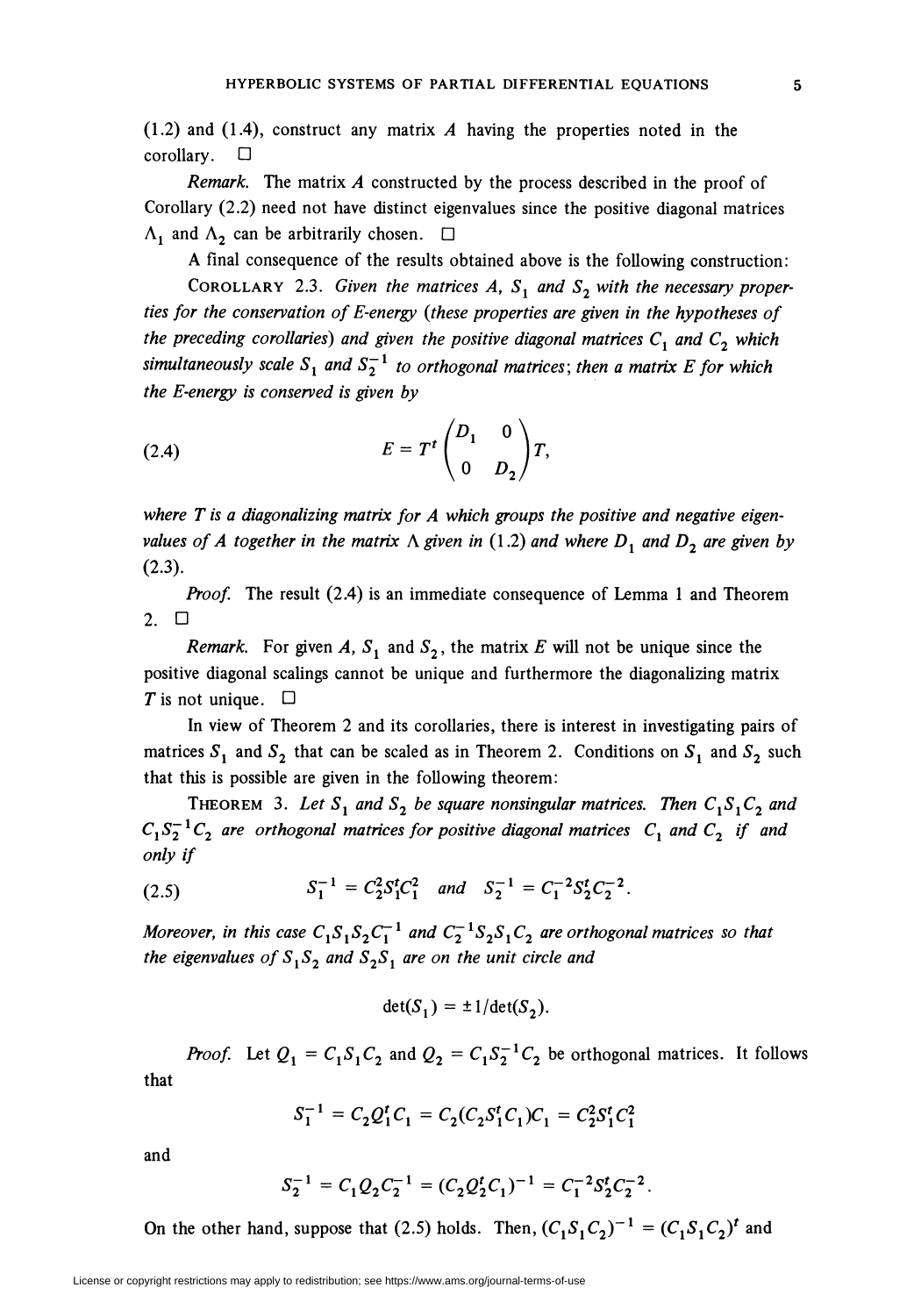(1.2) and (1.4), construct any matrix $A$ having the properties noted in the corollary. □

*Remark.* The matrix $A$ constructed by the process described in the proof of Corollary (2.2) need not have distinct eigenvalues since the positive diagonal matrices $\Lambda_1$ and $\Lambda_2$ can be arbitrarily chosen. □

A final consequence of the results obtained above is the following construction:

COROLLARY 2.3. *Given the matrices $A$, $S_1$ and $S_2$ with the necessary properties for the conservation of E-energy (these properties are given in the hypotheses of the preceding corollaries) and given the positive diagonal matrices $C_1$ and $C_2$ which simultaneously scale $S_1$ and $S_2^{-1}$ to orthogonal matrices; then a matrix $E$ for which the E-energy is conserved is given by*

$$E = T^t \begin{pmatrix} D_1 & 0 \\ 0 & D_2 \end{pmatrix} T, \tag{2.4}$$

*where $T$ is a diagonalizing matrix for $A$ which groups the positive and negative eigenvalues of $A$ together in the matrix $\Lambda$ given in (1.2) and where $D_1$ and $D_2$ are given by (2.3).*

*Proof.* The result (2.4) is an immediate consequence of Lemma 1 and Theorem 2. □

*Remark.* For given $A$, $S_1$ and $S_2$, the matrix $E$ will not be unique since the positive diagonal scalings cannot be unique and furthermore the diagonalizing matrix $T$ is not unique. □

In view of Theorem 2 and its corollaries, there is interest in investigating pairs of matrices $S_1$ and $S_2$ that can be scaled as in Theorem 2. Conditions on $S_1$ and $S_2$ such that this is possible are given in the following theorem:

THEOREM 3. *Let $S_1$ and $S_2$ be square nonsingular matrices. Then $C_1S_1C_2$ and $C_1S_2^{-1}C_2$ are orthogonal matrices for positive diagonal matrices $C_1$ and $C_2$ if and only if*

$$S_1^{-1} = C_2^2S_1^tC_1^2 \quad \text{and} \quad S_2^{-1} = C_1^{-2}S_2^tC_2^{-2}. \tag{2.5}$$

*Moreover, in this case $C_1S_1S_2C_1^{-1}$ and $C_2^{-1}S_2S_1C_2$ are orthogonal matrices so that the eigenvalues of $S_1S_2$ and $S_2S_1$ are on the unit circle and*

$$\det(S_1) = \pm 1/\det(S_2).$$

*Proof.* Let $Q_1 = C_1S_1C_2$ and $Q_2 = C_1S_2^{-1}C_2$ be orthogonal matrices. It follows that

$$S_1^{-1} = C_2Q_1^tC_1 = C_2(C_2S_1^tC_1)C_1 = C_2^2S_1^tC_1^2$$

and

$$S_2^{-1} = C_1Q_2C_2^{-1} = (C_2Q_2^tC_1)^{-1} = C_1^{-2}S_2^tC_2^{-2}.$$

On the other hand, suppose that (2.5) holds. Then, $(C_1S_1C_2)^{-1} = (C_1S_1C_2)^t$ and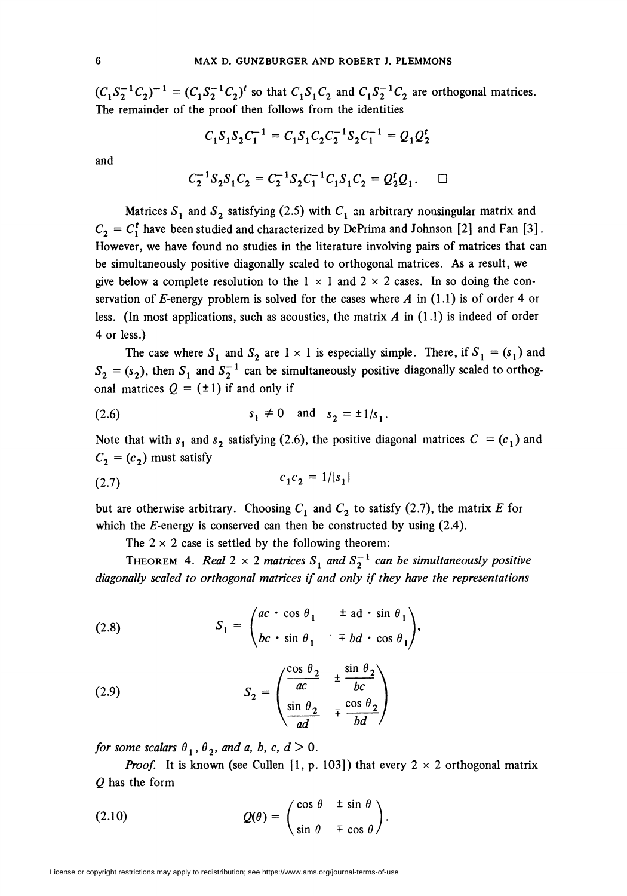$(C_1S_2^{-1}C_2)^{-1} = (C_1S_2^{-1}C_2)^t$ so that $C_1S_1C_2$ and $C_1S_2^{-1}C_2$ are orthogonal matrices. The remainder of the proof then follows from the identities

$$C_1S_1S_2C_1^{-1} = C_1S_1C_2C_2^{-1}S_2C_1^{-1} = Q_1Q_2^t$$

and

$$C_2^{-1}S_2S_1C_2 = C_2^{-1}S_2C_1^{-1}C_1S_1C_2 = Q_2^tQ_1. \quad \square$$

Matrices $S_1$ and $S_2$ satisfying (2.5) with $C_1$ an arbitrary nonsingular matrix and $C_2 = C_1^t$ have been studied and characterized by DePrima and Johnson [2] and Fan [3]. However, we have found no studies in the literature involving pairs of matrices that can be simultaneously positive diagonally scaled to orthogonal matrices. As a result, we give below a complete resolution to the $1 \times 1$ and $2 \times 2$ cases. In so doing the conservation of $E$-energy problem is solved for the cases where $A$ in (1.1) is of order 4 or less. (In most applications, such as acoustics, the matrix $A$ in (1.1) is indeed of order 4 or less.)

The case where $S_1$ and $S_2$ are $1 \times 1$ is especially simple. There, if $S_1 = (s_1)$ and $S_2 = (s_2)$, then $S_1$ and $S_2^{-1}$ can be simultaneously positive diagonally scaled to orthogonal matrices $Q = (\pm 1)$ if and only if

$$s_1 \neq 0 \quad \text{and} \quad s_2 = \pm 1/s_1. \tag{2.6}$$

Note that with $s_1$ and $s_2$ satisfying (2.6), the positive diagonal matrices $C = (c_1)$ and $C_2 = (c_2)$ must satisfy

$$c_1c_2 = 1/|s_1| \tag{2.7}$$

but are otherwise arbitrary. Choosing $C_1$ and $C_2$ to satisfy (2.7), the matrix $E$ for which the $E$-energy is conserved can then be constructed by using (2.4).

The $2 \times 2$ case is settled by the following theorem:

THEOREM 4. *Real $2 \times 2$ matrices $S_1$ and $S_2^{-1}$ can be simultaneously positive diagonally scaled to orthogonal matrices if and only if they have the representations*

$$S_1 = \begin{pmatrix} ac \cdot \cos\theta_1 & \pm\, ad \cdot \sin\theta_1 \\ bc \cdot \sin\theta_1 & \mp\, bd \cdot \cos\theta_1 \end{pmatrix}, \tag{2.8}$$

$$S_2 = \begin{pmatrix} \dfrac{\cos\theta_2}{ac} & \pm\dfrac{\sin\theta_2}{bc} \\ \dfrac{\sin\theta_2}{ad} & \mp\dfrac{\cos\theta_2}{bd} \end{pmatrix} \tag{2.9}$$

*for some scalars $\theta_1, \theta_2$, and $a, b, c, d > 0$.*

*Proof.* It is known (see Cullen [1, p. 103]) that every $2 \times 2$ orthogonal matrix $Q$ has the form

$$Q(\theta) = \begin{pmatrix} \cos\theta & \pm\sin\theta \\ \sin\theta & \mp\cos\theta \end{pmatrix}. \tag{2.10}$$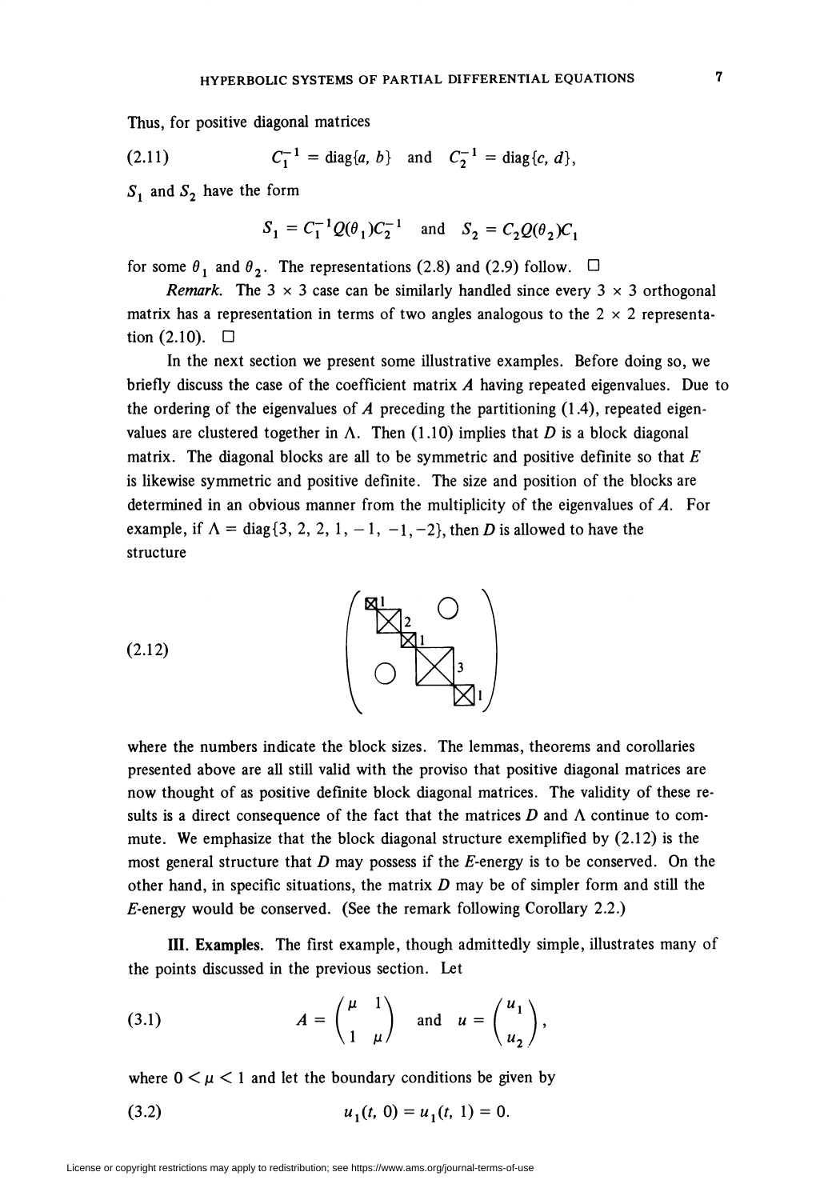Thus, for positive diagonal matrices

$$C_1^{-1} = \operatorname{diag}\{a, b\} \quad \text{and} \quad C_2^{-1} = \operatorname{diag}\{c, d\}, \tag{2.11}$$

$S_1$ and $S_2$ have the form

$$S_1 = C_1^{-1}Q(\theta_1)C_2^{-1} \quad \text{and} \quad S_2 = C_2 Q(\theta_2)C_1$$

for some $\theta_1$ and $\theta_2$. The representations (2.8) and (2.9) follow. □

*Remark.* The $3 \times 3$ case can be similarly handled since every $3 \times 3$ orthogonal matrix has a representation in terms of two angles analogous to the $2 \times 2$ representation (2.10). □

In the next section we present some illustrative examples. Before doing so, we briefly discuss the case of the coefficient matrix $A$ having repeated eigenvalues. Due to the ordering of the eigenvalues of $A$ preceding the partitioning (1.4), repeated eigenvalues are clustered together in $\Lambda$. Then (1.10) implies that $D$ is a block diagonal matrix. The diagonal blocks are all to be symmetric and positive definite so that $E$ is likewise symmetric and positive definite. The size and position of the blocks are determined in an obvious manner from the multiplicity of the eigenvalues of $A$. For example, if $\Lambda = \operatorname{diag}\{3, 2, 2, 1, -1, -1, -2\}$, then $D$ is allowed to have the structure

$$\begin{pmatrix} \boxtimes_1 & & & & \bigcirc \\ & \boxtimes_2 & & & \\ & & \boxtimes_1 & & \\ & & & \boxtimes_3 & \\ \bigcirc & & & & \boxtimes_1 \end{pmatrix} \tag{2.12}$$

where the numbers indicate the block sizes. The lemmas, theorems and corollaries presented above are all still valid with the proviso that positive diagonal matrices are now thought of as positive definite block diagonal matrices. The validity of these results is a direct consequence of the fact that the matrices $D$ and $\Lambda$ continue to commute. We emphasize that the block diagonal structure exemplified by (2.12) is the most general structure that $D$ may possess if the $E$-energy is to be conserved. On the other hand, in specific situations, the matrix $D$ may be of simpler form and still the $E$-energy would be conserved. (See the remark following Corollary 2.2.)

**III. Examples.** The first example, though admittedly simple, illustrates many of the points discussed in the previous section. Let

$$A = \begin{pmatrix} \mu & 1 \\ 1 & \mu \end{pmatrix} \quad \text{and} \quad u = \begin{pmatrix} u_1 \\ u_2 \end{pmatrix}, \tag{3.1}$$

where $0 < \mu < 1$ and let the boundary conditions be given by

$$u_1(t, 0) = u_1(t, 1) = 0. \tag{3.2}$$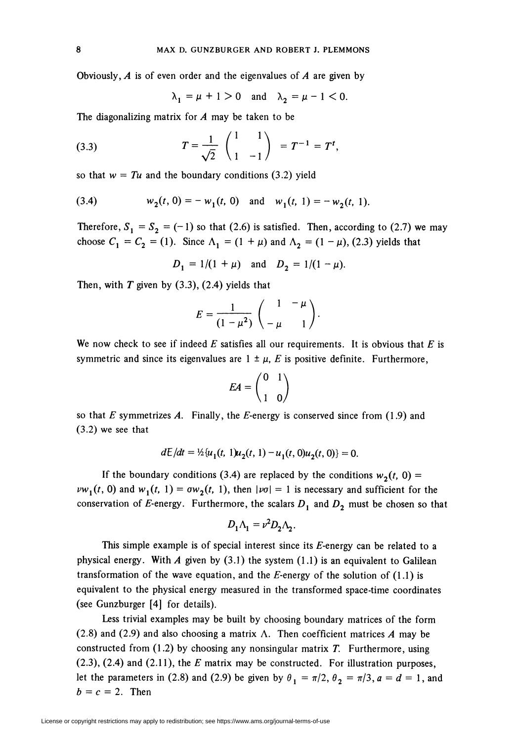Obviously, $A$ is of even order and the eigenvalues of $A$ are given by

$$\lambda_1 = \mu + 1 > 0 \quad \text{and} \quad \lambda_2 = \mu - 1 < 0.$$

The diagonalizing matrix for $A$ may be taken to be

$$T = \frac{1}{\sqrt{2}} \begin{pmatrix} 1 & 1 \\ 1 & -1 \end{pmatrix} = T^{-1} = T^t, \tag{3.3}$$

so that $w = Tu$ and the boundary conditions (3.2) yield

$$w_2(t, 0) = -w_1(t, 0) \quad \text{and} \quad w_1(t, 1) = -w_2(t, 1). \tag{3.4}$$

Therefore, $S_1 = S_2 = (-1)$ so that (2.6) is satisfied. Then, according to (2.7) we may choose $C_1 = C_2 = (1)$. Since $\Lambda_1 = (1 + \mu)$ and $\Lambda_2 = (1 - \mu)$, (2.3) yields that

$$D_1 = 1/(1 + \mu) \quad \text{and} \quad D_2 = 1/(1 - \mu).$$

Then, with $T$ given by (3.3), (2.4) yields that

$$E = \frac{1}{(1 - \mu^2)} \begin{pmatrix} 1 & -\mu \\ -\mu & 1 \end{pmatrix}.$$

We now check to see if indeed $E$ satisfies all our requirements. It is obvious that $E$ is symmetric and since its eigenvalues are $1 \pm \mu$, $E$ is positive definite. Furthermore,

$$EA = \begin{pmatrix} 0 & 1 \\ 1 & 0 \end{pmatrix}$$

so that $E$ symmetrizes $A$. Finally, the $E$-energy is conserved since from (1.9) and (3.2) we see that

$$dE/dt = \tfrac{1}{2}\{u_1(t, 1)u_2(t, 1) - u_1(t, 0)u_2(t, 0)\} = 0.$$

If the boundary conditions (3.4) are replaced by the conditions $w_2(t, 0) = \nu w_1(t, 0)$ and $w_1(t, 1) = \sigma w_2(t, 1)$, then $|\nu\sigma| = 1$ is necessary and sufficient for the conservation of $E$-energy. Furthermore, the scalars $D_1$ and $D_2$ must be chosen so that

$$D_1 \Lambda_1 = \nu^2 D_2 \Lambda_2.$$

This simple example is of special interest since its $E$-energy can be related to a physical energy. With $A$ given by (3.1) the system (1.1) is an equivalent to Galilean transformation of the wave equation, and the $E$-energy of the solution of (1.1) is equivalent to the physical energy measured in the transformed space-time coordinates (see Gunzburger [4] for details).

Less trivial examples may be built by choosing boundary matrices of the form (2.8) and (2.9) and also choosing a matrix $\Lambda$. Then coefficient matrices $A$ may be constructed from (1.2) by choosing any nonsingular matrix $T$. Furthermore, using (2.3), (2.4) and (2.11), the $E$ matrix may be constructed. For illustration purposes, let the parameters in (2.8) and (2.9) be given by $\theta_1 = \pi/2$, $\theta_2 = \pi/3$, $a = d = 1$, and $b = c = 2$. Then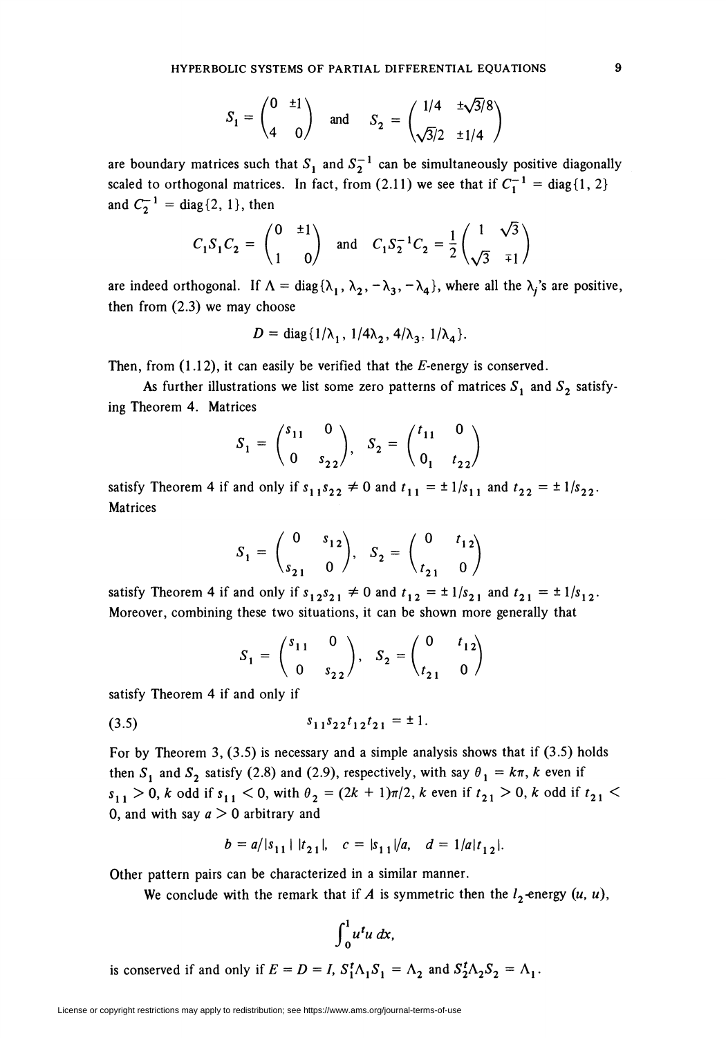$$S_1 = \begin{pmatrix} 0 & \pm 1 \\ 4 & 0 \end{pmatrix} \quad \text{and} \quad S_2 = \begin{pmatrix} 1/4 & \pm\sqrt{3}/8 \\ \sqrt{3}/2 & \pm 1/4 \end{pmatrix}$$

are boundary matrices such that $S_1$ and $S_2^{-1}$ can be simultaneously positive diagonally scaled to orthogonal matrices. In fact, from (2.11) we see that if $C_1^{-1} = \text{diag}\{1, 2\}$ and $C_2^{-1} = \text{diag}\{2, 1\}$, then

$$C_1 S_1 C_2 = \begin{pmatrix} 0 & \pm 1 \\ 1 & 0 \end{pmatrix} \quad \text{and} \quad C_1 S_2^{-1} C_2 = \frac{1}{2}\begin{pmatrix} 1 & \sqrt{3} \\ \sqrt{3} & \mp 1 \end{pmatrix}$$

are indeed orthogonal. If $\Lambda = \text{diag}\{\lambda_1, \lambda_2, -\lambda_3, -\lambda_4\}$, where all the $\lambda_j$'s are positive, then from (2.3) we may choose

$$D = \text{diag}\{1/\lambda_1, 1/4\lambda_2, 4/\lambda_3, 1/\lambda_4\}.$$

Then, from (1.12), it can easily be verified that the $E$-energy is conserved.

As further illustrations we list some zero patterns of matrices $S_1$ and $S_2$ satisfying Theorem 4. Matrices

$$S_1 = \begin{pmatrix} s_{11} & 0 \\ 0 & s_{22} \end{pmatrix}, \quad S_2 = \begin{pmatrix} t_{11} & 0 \\ 0 & t_{22} \end{pmatrix}$$

satisfy Theorem 4 if and only if $s_{11}s_{22} \neq 0$ and $t_{11} = \pm 1/s_{11}$ and $t_{22} = \pm 1/s_{22}$. Matrices

$$S_1 = \begin{pmatrix} 0 & s_{12} \\ s_{21} & 0 \end{pmatrix}, \quad S_2 = \begin{pmatrix} 0 & t_{12} \\ t_{21} & 0 \end{pmatrix}$$

satisfy Theorem 4 if and only if $s_{12}s_{21} \neq 0$ and $t_{12} = \pm 1/s_{21}$ and $t_{21} = \pm 1/s_{12}$. Moreover, combining these two situations, it can be shown more generally that

$$S_1 = \begin{pmatrix} s_{11} & 0 \\ 0 & s_{22} \end{pmatrix}, \quad S_2 = \begin{pmatrix} 0 & t_{12} \\ t_{21} & 0 \end{pmatrix}$$

satisfy Theorem 4 if and only if

$$s_{11}s_{22}t_{12}t_{21} = \pm 1. \tag{3.5}$$

For by Theorem 3, (3.5) is necessary and a simple analysis shows that if (3.5) holds then $S_1$ and $S_2$ satisfy (2.8) and (2.9), respectively, with say $\theta_1 = k\pi$, $k$ even if $s_{11} > 0$, $k$ odd if $s_{11} < 0$, with $\theta_2 = (2k + 1)\pi/2$, $k$ even if $t_{21} > 0$, $k$ odd if $t_{21} < 0$, and with say $a > 0$ arbitrary and

$$b = a/|s_{11}|\,|t_{21}|, \quad c = |s_{11}|/a, \quad d = 1/a|t_{12}|.$$

Other pattern pairs can be characterized in a similar manner.

We conclude with the remark that if $A$ is symmetric then the $l_2$-energy $(u, u)$,

$$\int_0^1 u^t u \, dx,$$

is conserved if and only if $E = D = I$, $S_1^t \Lambda_1 S_1 = \Lambda_2$ and $S_2^t \Lambda_2 S_2 = \Lambda_1$.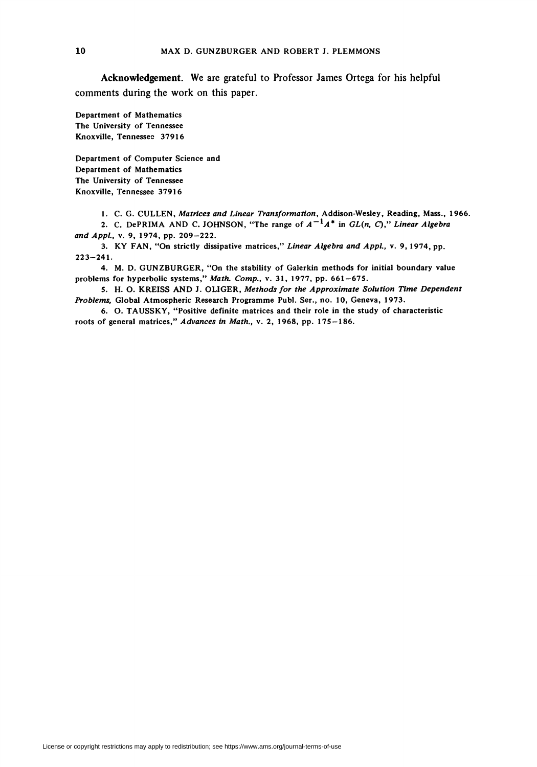**Acknowledgement.** We are grateful to Professor James Ortega for his helpful comments during the work on this paper.

Department of Mathematics
The University of Tennessee
Knoxville, Tennessee 37916

Department of Computer Science and
Department of Mathematics
The University of Tennessee
Knoxville, Tennessee 37916

1. C. G. CULLEN, *Matrices and Linear Transformation*, Addison-Wesley, Reading, Mass., 1966.

2. C. DePRIMA AND C. JOHNSON, "The range of $A^{-1}A^*$ in $GL(n, C)$," *Linear Algebra and Appl.*, v. 9, 1974, pp. 209–222.

3. KY FAN, "On strictly dissipative matrices," *Linear Algebra and Appl.*, v. 9, 1974, pp. 223–241.

4. M. D. GUNZBURGER, "On the stability of Galerkin methods for initial boundary value problems for hyperbolic systems," *Math. Comp.*, v. 31, 1977, pp. 661–675.

5. H. O. KREISS AND J. OLIGER, *Methods for the Approximate Solution Time Dependent Problems*, Global Atmospheric Research Programme Publ. Ser., no. 10, Geneva, 1973.

6. O. TAUSSKY, "Positive definite matrices and their role in the study of characteristic roots of general matrices," *Advances in Math.*, v. 2, 1968, pp. 175–186.